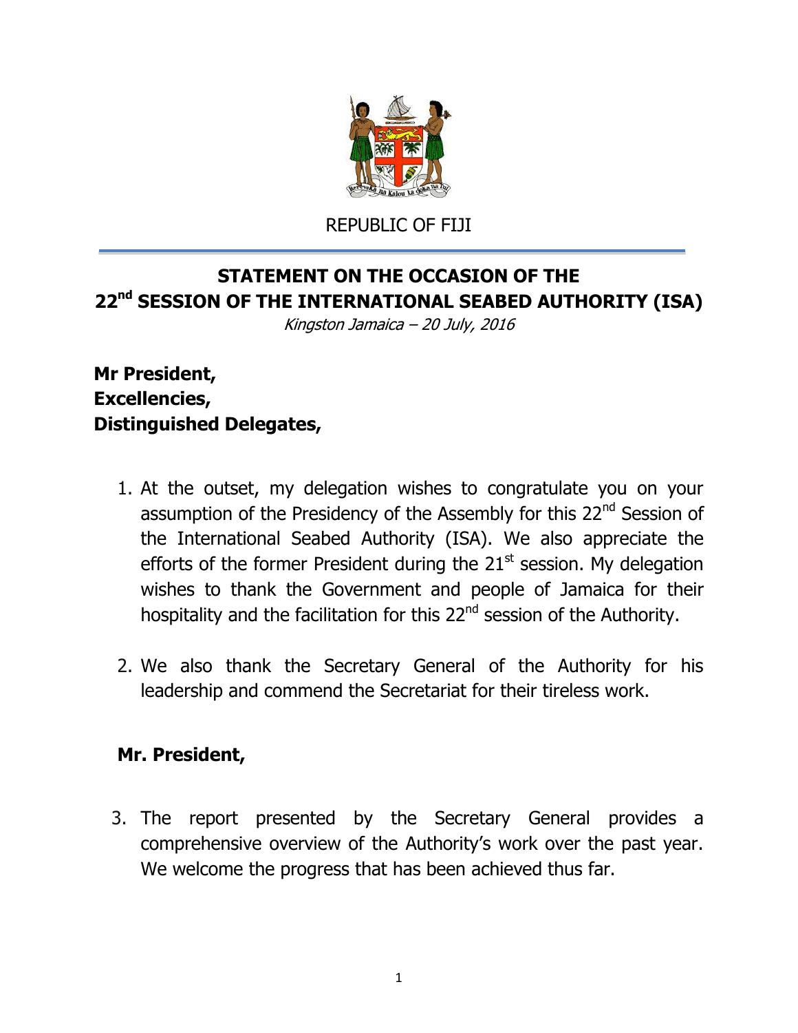REPUBLIC OF FIJI

# STATEMENT ON THE OCCASION OF THE 22nd SESSION OF THE INTERNATIONAL SEABED AUTHORITY (ISA)

*Kingston Jamaica – 20 July, 2016*

**Mr President,**
**Excellencies,**
**Distinguished Delegates,**

1. At the outset, my delegation wishes to congratulate you on your assumption of the Presidency of the Assembly for this 22nd Session of the International Seabed Authority (ISA). We also appreciate the efforts of the former President during the 21st session. My delegation wishes to thank the Government and people of Jamaica for their hospitality and the facilitation for this 22nd session of the Authority.

2. We also thank the Secretary General of the Authority for his leadership and commend the Secretariat for their tireless work.

**Mr. President,**

3. The report presented by the Secretary General provides a comprehensive overview of the Authority's work over the past year. We welcome the progress that has been achieved thus far.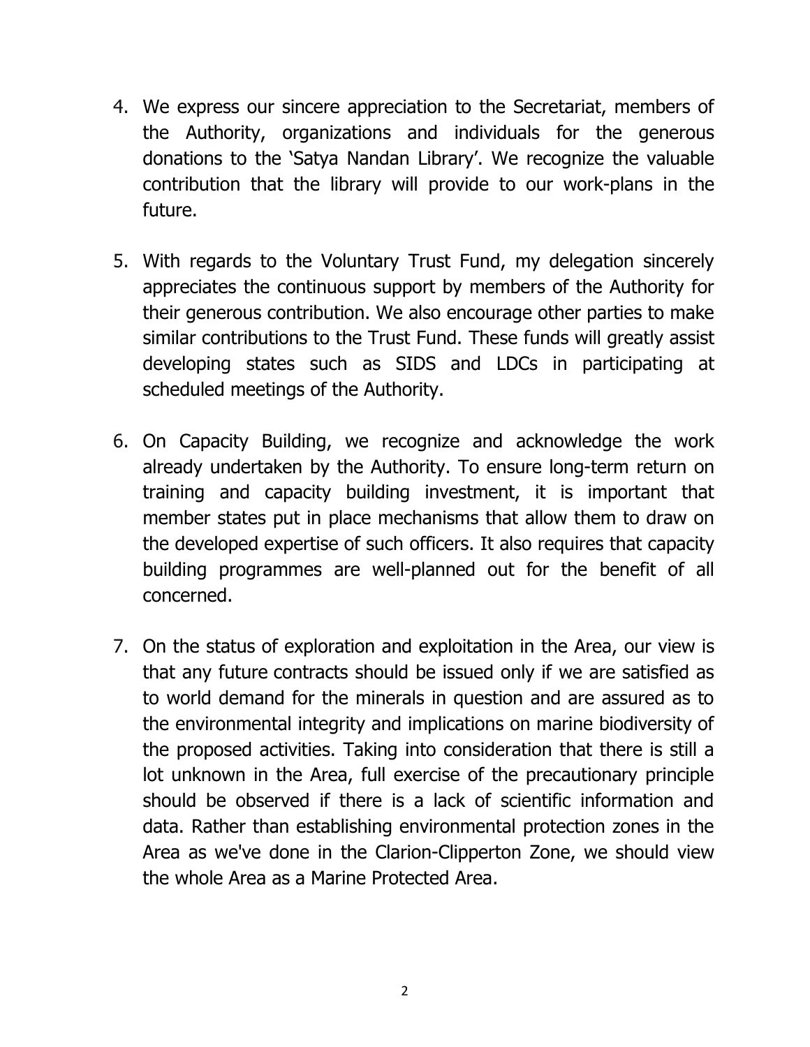4. We express our sincere appreciation to the Secretariat, members of the Authority, organizations and individuals for the generous donations to the 'Satya Nandan Library'. We recognize the valuable contribution that the library will provide to our work-plans in the future.

5. With regards to the Voluntary Trust Fund, my delegation sincerely appreciates the continuous support by members of the Authority for their generous contribution. We also encourage other parties to make similar contributions to the Trust Fund. These funds will greatly assist developing states such as SIDS and LDCs in participating at scheduled meetings of the Authority.

6. On Capacity Building, we recognize and acknowledge the work already undertaken by the Authority. To ensure long-term return on training and capacity building investment, it is important that member states put in place mechanisms that allow them to draw on the developed expertise of such officers. It also requires that capacity building programmes are well-planned out for the benefit of all concerned.

7. On the status of exploration and exploitation in the Area, our view is that any future contracts should be issued only if we are satisfied as to world demand for the minerals in question and are assured as to the environmental integrity and implications on marine biodiversity of the proposed activities. Taking into consideration that there is still a lot unknown in the Area, full exercise of the precautionary principle should be observed if there is a lack of scientific information and data. Rather than establishing environmental protection zones in the Area as we've done in the Clarion-Clipperton Zone, we should view the whole Area as a Marine Protected Area.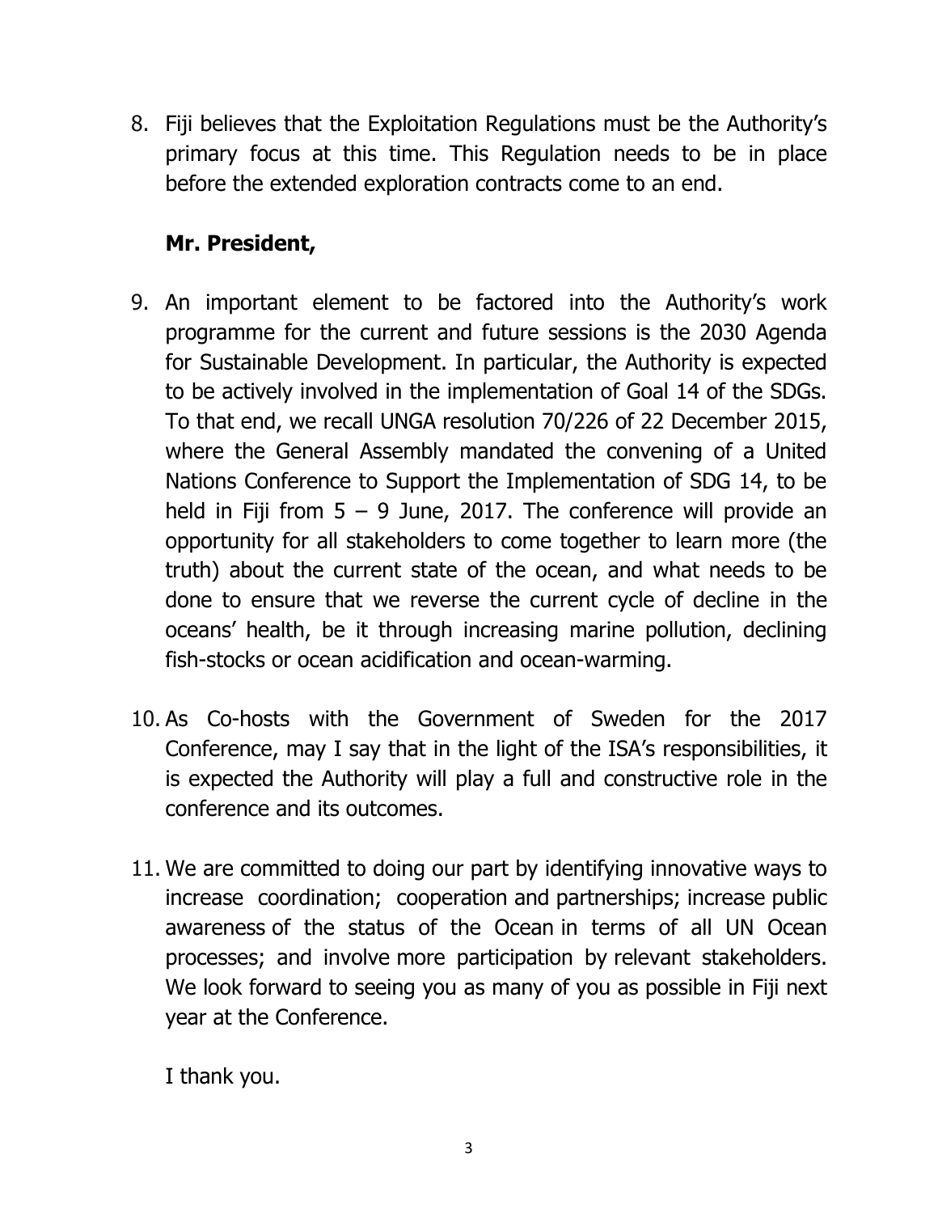8. Fiji believes that the Exploitation Regulations must be the Authority's primary focus at this time. This Regulation needs to be in place before the extended exploration contracts come to an end.

**Mr. President,**

9. An important element to be factored into the Authority's work programme for the current and future sessions is the 2030 Agenda for Sustainable Development. In particular, the Authority is expected to be actively involved in the implementation of Goal 14 of the SDGs. To that end, we recall UNGA resolution 70/226 of 22 December 2015, where the General Assembly mandated the convening of a United Nations Conference to Support the Implementation of SDG 14, to be held in Fiji from 5 – 9 June, 2017. The conference will provide an opportunity for all stakeholders to come together to learn more (the truth) about the current state of the ocean, and what needs to be done to ensure that we reverse the current cycle of decline in the oceans' health, be it through increasing marine pollution, declining fish-stocks or ocean acidification and ocean-warming.

10. As Co-hosts with the Government of Sweden for the 2017 Conference, may I say that in the light of the ISA's responsibilities, it is expected the Authority will play a full and constructive role in the conference and its outcomes.

11. We are committed to doing our part by identifying innovative ways to increase coordination; cooperation and partnerships; increase public awareness of the status of the Ocean in terms of all UN Ocean processes; and involve more participation by relevant stakeholders. We look forward to seeing you as many of you as possible in Fiji next year at the Conference.

I thank you.